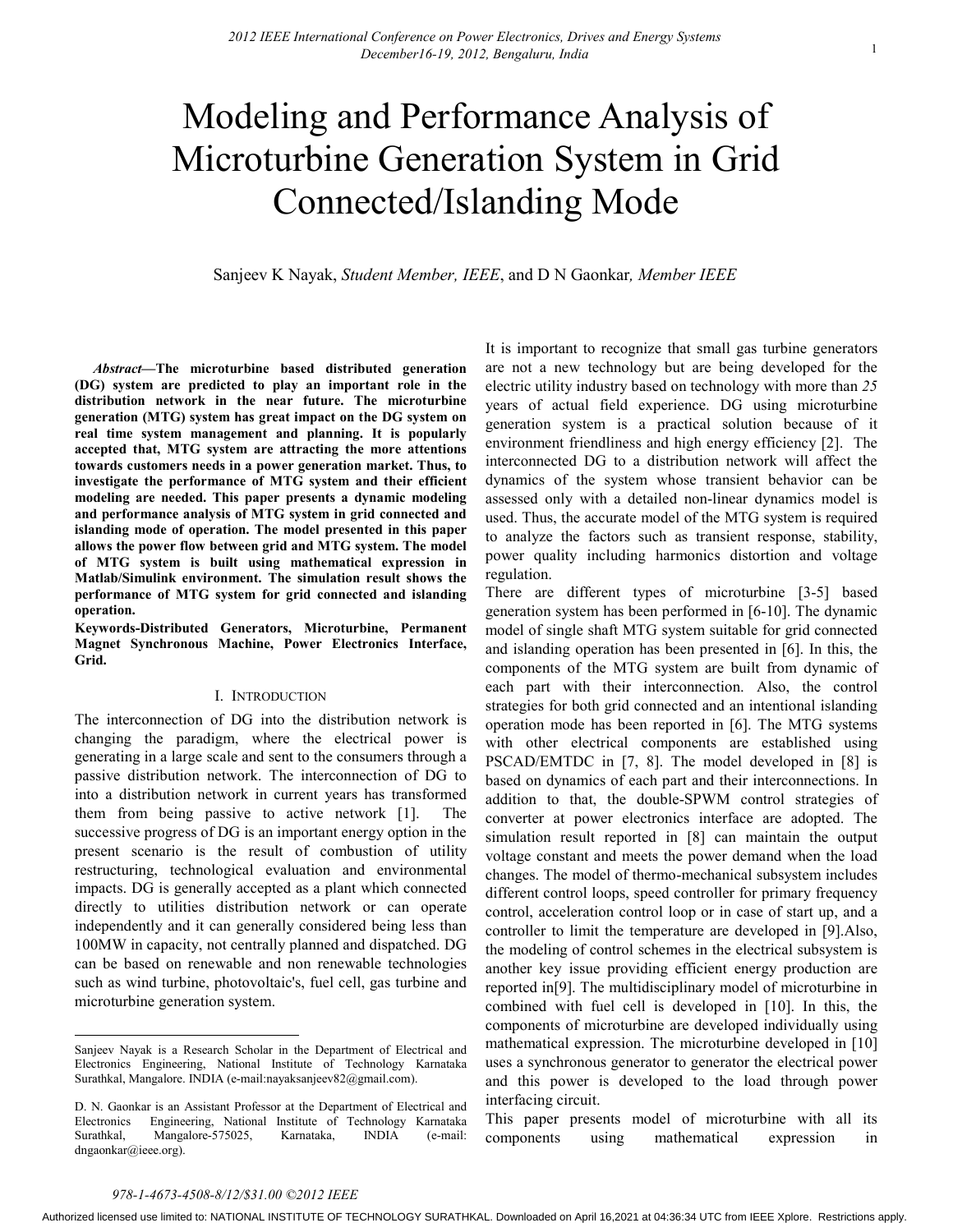# Modeling and Performance Analysis of Microturbine Generation System in Grid Connected/Islanding Mode

Sanjeev K Nayak, *Student Member, IEEE*, and D N Gaonkar, *Member IEEE*

***Abstract*—The microturbine based distributed generation (DG) system are predicted to play an important role in the distribution network in the near future. The microturbine generation (MTG) system has great impact on the DG system on real time system management and planning. It is popularly accepted that, MTG system are attracting the more attentions towards customers needs in a power generation market. Thus, to investigate the performance of MTG system and their efficient modeling are needed. This paper presents a dynamic modeling and performance analysis of MTG system in grid connected and islanding mode of operation. The model presented in this paper allows the power flow between grid and MTG system. The model of MTG system is built using mathematical expression in Matlab/Simulink environment. The simulation result shows the performance of MTG system for grid connected and islanding operation.**

**Keywords-Distributed Generators, Microturbine, Permanent Magnet Synchronous Machine, Power Electronics Interface, Grid.**

## I. Introduction

The interconnection of DG into the distribution network is changing the paradigm, where the electrical power is generating in a large scale and sent to the consumers through a passive distribution network. The interconnection of DG to into a distribution network in current years has transformed them from being passive to active network [1]. The successive progress of DG is an important energy option in the present scenario is the result of combustion of utility restructuring, technological evaluation and environmental impacts. DG is generally accepted as a plant which connected directly to utilities distribution network or can operate independently and it can generally considered being less than 100MW in capacity, not centrally planned and dispatched. DG can be based on renewable and non renewable technologies such as wind turbine, photovoltaic's, fuel cell, gas turbine and microturbine generation system.

It is important to recognize that small gas turbine generators are not a new technology but are being developed for the electric utility industry based on technology with more than *25* years of actual field experience. DG using microturbine generation system is a practical solution because of it environment friendliness and high energy efficiency [2]. The interconnected DG to a distribution network will affect the dynamics of the system whose transient behavior can be assessed only with a detailed non-linear dynamics model is used. Thus, the accurate model of the MTG system is required to analyze the factors such as transient response, stability, power quality including harmonics distortion and voltage regulation.

There are different types of microturbine [3-5] based generation system has been performed in [6-10]. The dynamic model of single shaft MTG system suitable for grid connected and islanding operation has been presented in [6]. In this, the components of the MTG system are built from dynamic of each part with their interconnection. Also, the control strategies for both grid connected and an intentional islanding operation mode has been reported in [6]. The MTG systems with other electrical components are established using PSCAD/EMTDC in [7, 8]. The model developed in [8] is based on dynamics of each part and their interconnections. In addition to that, the double-SPWM control strategies of converter at power electronics interface are adopted. The simulation result reported in [8] can maintain the output voltage constant and meets the power demand when the load changes. The model of thermo-mechanical subsystem includes different control loops, speed controller for primary frequency control, acceleration control loop or in case of start up, and a controller to limit the temperature are developed in [9].Also, the modeling of control schemes in the electrical subsystem is another key issue providing efficient energy production are reported in[9]. The multidisciplinary model of microturbine in combined with fuel cell is developed in [10]. In this, the components of microturbine are developed individually using mathematical expression. The microturbine developed in [10] uses a synchronous generator to generator the electrical power and this power is developed to the load through power interfacing circuit.

This paper presents model of microturbine with all its components using mathematical expression in

---

Sanjeev Nayak is a Research Scholar in the Department of Electrical and Electronics Engineering, National Institute of Technology Karnataka Surathkal, Mangalore. INDIA (e-mail:nayaksanjeev82@gmail.com).

D. N. Gaonkar is an Assistant Professor at the Department of Electrical and Electronics Engineering, National Institute of Technology Karnataka Surathkal, Mangalore-575025, Karnataka, INDIA (e-mail: dngaonkar@ieee.org).

978-1-4673-4508-8/12/$31.00 ©2012 IEEE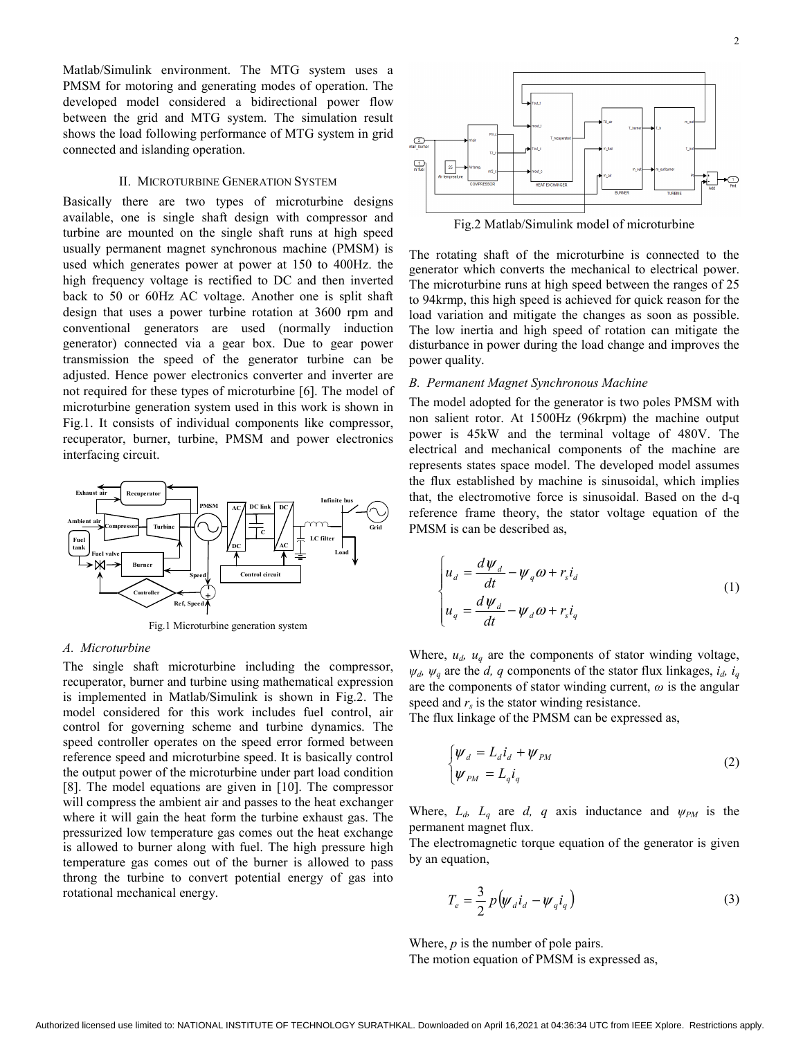Matlab/Simulink environment. The MTG system uses a PMSM for motoring and generating modes of operation. The developed model considered a bidirectional power flow between the grid and MTG system. The simulation result shows the load following performance of MTG system in grid connected and islanding operation.

## II. Microturbine Generation System

Basically there are two types of microturbine designs available, one is single shaft design with compressor and turbine are mounted on the single shaft runs at high speed usually permanent magnet synchronous machine (PMSM) is used which generates power at power at 150 to 400Hz. the high frequency voltage is rectified to DC and then inverted back to 50 or 60Hz AC voltage. Another one is split shaft design that uses a power turbine rotation at 3600 rpm and conventional generators are used (normally induction generator) connected via a gear box. Due to gear power transmission the speed of the generator turbine can be adjusted. Hence power electronics converter and inverter are not required for these types of microturbine [6]. The model of microturbine generation system used in this work is shown in Fig.1. It consists of individual components like compressor, recuperator, burner, turbine, PMSM and power electronics interfacing circuit.

Fig.1 Microturbine generation system

### A. Microturbine

The single shaft microturbine including the compressor, recuperator, burner and turbine using mathematical expression is implemented in Matlab/Simulink is shown in Fig.2. The model considered for this work includes fuel control, air control for governing scheme and turbine dynamics. The speed controller operates on the speed error formed between reference speed and microturbine speed. It is basically control the output power of the microturbine under part load condition [8]. The model equations are given in [10]. The compressor will compress the ambient air and passes to the heat exchanger where it will gain the heat form the turbine exhaust gas. The pressurized low temperature gas comes out the heat exchange is allowed to burner along with fuel. The high pressure high temperature gas comes out of the burner is allowed to pass throng the turbine to convert potential energy of gas into rotational mechanical energy.

Fig.2 Matlab/Simulink model of microturbine

The rotating shaft of the microturbine is connected to the generator which converts the mechanical to electrical power. The microturbine runs at high speed between the ranges of 25 to 94krpm, this high speed is achieved for quick reason for the load variation and mitigate the changes as soon as possible. The low inertia and high speed of rotation can mitigate the disturbance in power during the load change and improves the power quality.

### B. Permanent Magnet Synchronous Machine

The model adopted for the generator is two poles PMSM with non salient rotor. At 1500Hz (96krpm) the machine output power is 45kW and the terminal voltage of 480V. The electrical and mechanical components of the machine are represents states space model. The developed model assumes the flux established by machine is sinusoidal, which implies that, the electromotive force is sinusoidal. Based on the d-q reference frame theory, the stator voltage equation of the PMSM is can be described as,

$$\begin{cases} u_d = \dfrac{d\psi_d}{dt} - \psi_q \omega + r_s i_d \\ u_q = \dfrac{d\psi_d}{dt} - \psi_d \omega + r_s i_q \end{cases} \tag{1}$$

Where, $u_d$, $u_q$ are the components of stator winding voltage, $\psi_d$, $\psi_q$ are the $d$, $q$ components of the stator flux linkages, $i_d$, $i_q$ are the components of stator winding current, $\omega$ is the angular speed and $r_s$ is the stator winding resistance.

The flux linkage of the PMSM can be expressed as,

$$\begin{cases} \psi_d = L_d i_d + \psi_{PM} \\ \psi_{PM} = L_q i_q \end{cases} \tag{2}$$

Where, $L_d$, $L_q$ are $d$, $q$ axis inductance and $\psi_{PM}$ is the permanent magnet flux.

The electromagnetic torque equation of the generator is given by an equation,

$$T_e = \frac{3}{2} p \left( \psi_d i_d - \psi_q i_q \right) \tag{3}$$

Where, $p$ is the number of pole pairs.

The motion equation of PMSM is expressed as,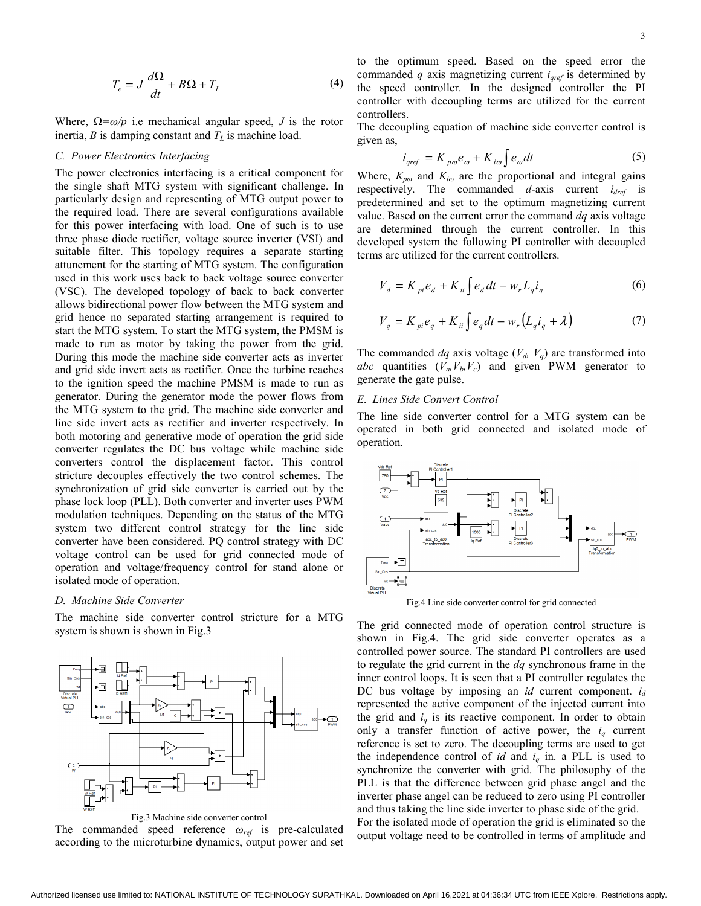$$T_e = J\frac{d\Omega}{dt} + B\Omega + T_L \quad (4)$$

Where, $\Omega=\omega/p$ i.e mechanical angular speed, $J$ is the rotor inertia, $B$ is damping constant and $T_L$ is machine load.

### C. Power Electronics Interfacing

The power electronics interfacing is a critical component for the single shaft MTG system with significant challenge. In particularly design and representing of MTG output power to the required load. There are several configurations available for this power interfacing with load. One of such is to use three phase diode rectifier, voltage source inverter (VSI) and suitable filter. This topology requires a separate starting attunement for the starting of MTG system. The configuration used in this work uses back to back voltage source converter (VSC). The developed topology of back to back converter allows bidirectional power flow between the MTG system and grid hence no separated starting arrangement is required to start the MTG system. To start the MTG system, the PMSM is made to run as motor by taking the power from the grid. During this mode the machine side converter acts as inverter and grid side invert acts as rectifier. Once the turbine reaches to the ignition speed the machine PMSM is made to run as generator. During the generator mode the power flows from the MTG system to the grid. The machine side converter and line side invert acts as rectifier and inverter respectively. In both motoring and generative mode of operation the grid side converter regulates the DC bus voltage while machine side converters control the displacement factor. This control stricture decouples effectively the two control schemes. The synchronization of grid side converter is carried out by the phase lock loop (PLL). Both converter and inverter uses PWM modulation techniques. Depending on the status of the MTG system two different control strategy for the line side converter have been considered. PQ control strategy with DC voltage control can be used for grid connected mode of operation and voltage/frequency control for stand alone or isolated mode of operation.

### D. Machine Side Converter

The machine side converter control stricture for a MTG system is shown is shown in Fig.3

Fig.3 Machine side converter control

The commanded speed reference $\omega_{ref}$ is pre-calculated according to the microturbine dynamics, output power and set to the optimum speed. Based on the speed error the commanded $q$ axis magnetizing current $i_{qref}$ is determined by the speed controller. In the designed controller the PI controller with decoupling terms are utilized for the current controllers.

The decoupling equation of machine side converter control is given as,

$$i_{qref} = K_{p\omega}e_{\omega} + K_{i\omega}\int e_{\omega}dt \quad (5)$$

Where, $K_{p\omega}$ and $K_{i\omega}$ are the proportional and integral gains respectively. The commanded $d$-axis current $i_{dref}$ is predetermined and set to the optimum magnetizing current value. Based on the current error the command $dq$ axis voltage are determined through the current controller. In this developed system the following PI controller with decoupled terms are utilized for the current controllers.

$$V_d = K_{pi}e_d + K_{ii}\int e_d dt - w_r L_q i_q \quad (6)$$

$$V_q = K_{pi}e_q + K_{ii}\int e_q dt - w_r\left(L_q i_q + \lambda\right) \quad (7)$$

The commanded $dq$ axis voltage ($V_d$, $V_q$) are transformed into $abc$ quantities ($V_a$, $V_b$, $V_c$) and given PWM generator to generate the gate pulse.

### E. Lines Side Convert Control

The line side converter control for a MTG system can be operated in both grid connected and isolated mode of operation.

Fig.4 Line side converter control for grid connected

The grid connected mode of operation control structure is shown in Fig.4. The grid side converter operates as a controlled power source. The standard PI controllers are used to regulate the grid current in the $dq$ synchronous frame in the inner control loops. It is seen that a PI controller regulates the DC bus voltage by imposing an $id$ current component. $i_d$ represented the active component of the injected current into the grid and $i_q$ is its reactive component. In order to obtain only a transfer function of active power, the $i_q$ current reference is set to zero. The decoupling terms are used to get the independence control of $id$ and $i_q$ in. a PLL is used to synchronize the converter with grid. The philosophy of the PLL is that the difference between grid phase angel and the inverter phase angel can be reduced to zero using PI controller and thus taking the line side inverter to phase side of the grid.

For the isolated mode of operation the grid is eliminated so the output voltage need to be controlled in terms of amplitude and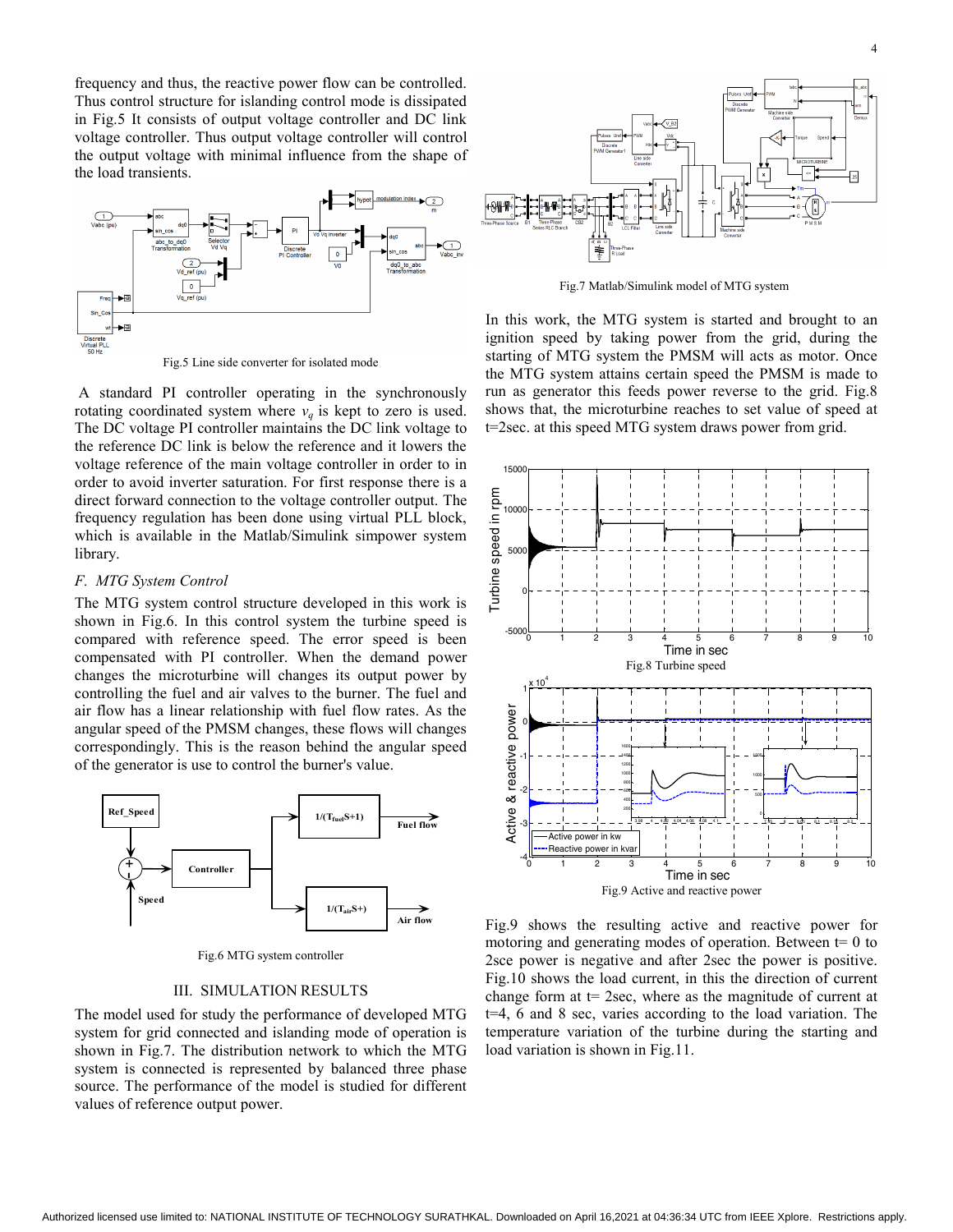frequency and thus, the reactive power flow can be controlled. Thus control structure for islanding control mode is dissipated in Fig.5 It consists of output voltage controller and DC link voltage controller. Thus output voltage controller will control the output voltage with minimal influence from the shape of the load transients.

Fig.5 Line side converter for isolated mode

A standard PI controller operating in the synchronously rotating coordinated system where $v_q$ is kept to zero is used. The DC voltage PI controller maintains the DC link voltage to the reference DC link is below the reference and it lowers the voltage reference of the main voltage controller in order to in order to avoid inverter saturation. For first response there is a direct forward connection to the voltage controller output. The frequency regulation has been done using virtual PLL block, which is available in the Matlab/Simulink simpower system library.

### F. MTG System Control

The MTG system control structure developed in this work is shown in Fig.6. In this control system the turbine speed is compared with reference speed. The error speed is been compensated with PI controller. When the demand power changes the microturbine will changes its output power by controlling the fuel and air valves to the burner. The fuel and air flow has a linear relationship with fuel flow rates. As the angular speed of the PMSM changes, these flows will changes correspondingly. This is the reason behind the angular speed of the generator is use to control the burner's value.

Fig.6 MTG system controller

## III. SIMULATION RESULTS

The model used for study the performance of developed MTG system for grid connected and islanding mode of operation is shown in Fig.7. The distribution network to which the MTG system is connected is represented by balanced three phase source. The performance of the model is studied for different values of reference output power.

Fig.7 Matlab/Simulink model of MTG system

In this work, the MTG system is started and brought to an ignition speed by taking power from the grid, during the starting of MTG system the PMSM will acts as motor. Once the MTG system attains certain speed the PMSM is made to run as generator this feeds power reverse to the grid. Fig.8 shows that, the microturbine reaches to set value of speed at t=2sec. at this speed MTG system draws power from grid.

Fig.8 Turbine speed

Fig.9 Active and reactive power

Fig.9 shows the resulting active and reactive power for motoring and generating modes of operation. Between t= 0 to 2sce power is negative and after 2sec the power is positive. Fig.10 shows the load current, in this the direction of current change form at t= 2sec, where as the magnitude of current at t=4, 6 and 8 sec, varies according to the load variation. The temperature variation of the turbine during the starting and load variation is shown in Fig.11.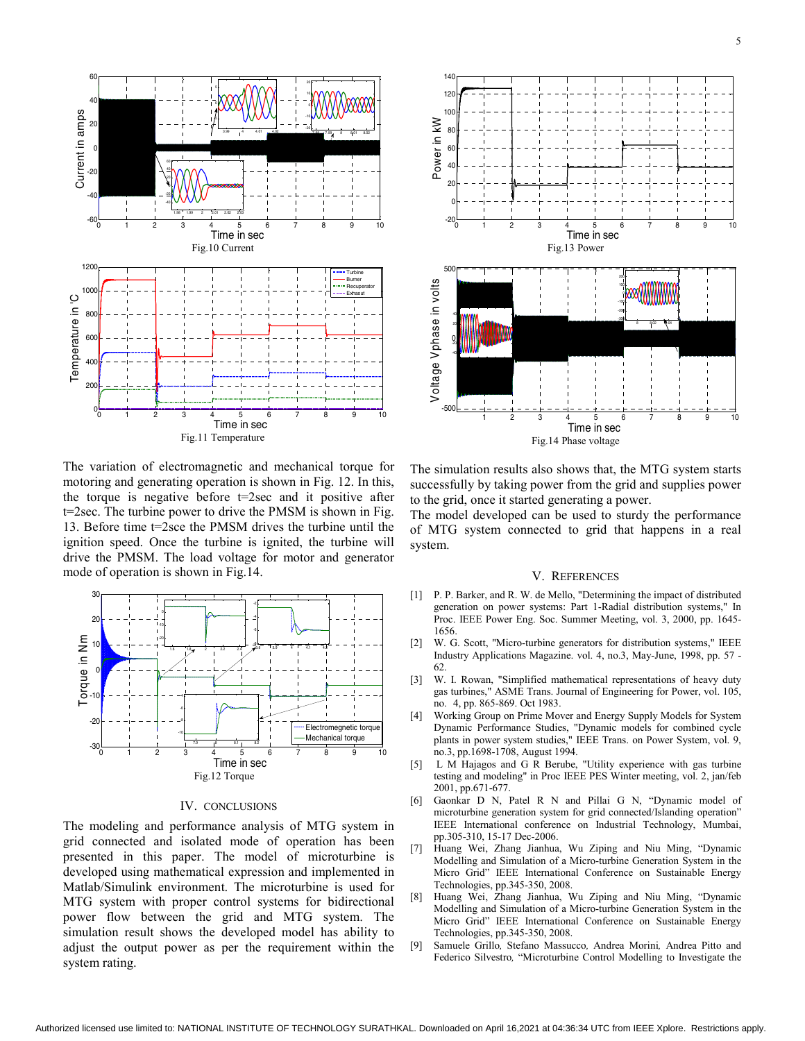Fig.10 Current

Fig.11 Temperature

The variation of electromagnetic and mechanical torque for motoring and generating operation is shown in Fig. 12. In this, the torque is negative before t=2sec and it positive after t=2sec. The turbine power to drive the PMSM is shown in Fig. 13. Before time t=2sce the PMSM drives the turbine until the ignition speed. Once the turbine is ignited, the turbine will drive the PMSM. The load voltage for motor and generator mode of operation is shown in Fig.14.

Fig.12 Torque

## IV. CONCLUSIONS

The modeling and performance analysis of MTG system in grid connected and isolated mode of operation has been presented in this paper. The model of microturbine is developed using mathematical expression and implemented in Matlab/Simulink environment. The microturbine is used for MTG system with proper control systems for bidirectional power flow between the grid and MTG system. The simulation result shows the developed model has ability to adjust the output power as per the requirement within the system rating.

Fig.13 Power

Fig.14 Phase voltage

The simulation results also shows that, the MTG system starts successfully by taking power from the grid and supplies power to the grid, once it started generating a power.

The model developed can be used to sturdy the performance of MTG system connected to grid that happens in a real system.

## V. REFERENCES

[1] P. P. Barker, and R. W. de Mello, "Determining the impact of distributed generation on power systems: Part 1-Radial distribution systems," In Proc. IEEE Power Eng. Soc. Summer Meeting, vol. 3, 2000, pp. 1645-1656.

[2] W. G. Scott, "Micro-turbine generators for distribution systems," IEEE Industry Applications Magazine. vol. 4, no.3, May-June, 1998, pp. 57 - 62.

[3] W. I. Rowan, "Simplified mathematical representations of heavy duty gas turbines," ASME Trans. Journal of Engineering for Power, vol. 105, no. 4, pp. 865-869. Oct 1983.

[4] Working Group on Prime Mover and Energy Supply Models for System Dynamic Performance Studies, "Dynamic models for combined cycle plants in power system studies," IEEE Trans. on Power System, vol. 9, no.3, pp.1698-1708, August 1994.

[5] L M Hajagos and G R Berube, "Utility experience with gas turbine testing and modeling" in Proc IEEE PES Winter meeting, vol. 2, jan/feb 2001, pp.671-677.

[6] Gaonkar D N, Patel R N and Pillai G N, "Dynamic model of microturbine generation system for grid connected/Islanding operation" IEEE International conference on Industrial Technology, Mumbai, pp.305-310, 15-17 Dec-2006.

[7] Huang Wei, Zhang Jianhua, Wu Ziping and Niu Ming, "Dynamic Modelling and Simulation of a Micro-turbine Generation System in the Micro Grid" IEEE International Conference on Sustainable Energy Technologies, pp.345-350, 2008.

[8] Huang Wei, Zhang Jianhua, Wu Ziping and Niu Ming, "Dynamic Modelling and Simulation of a Micro-turbine Generation System in the Micro Grid" IEEE International Conference on Sustainable Energy Technologies, pp.345-350, 2008.

[9] Samuele Grillo, Stefano Massucco, Andrea Morini, Andrea Pitto and Federico Silvestro, "Microturbine Control Modelling to Investigate the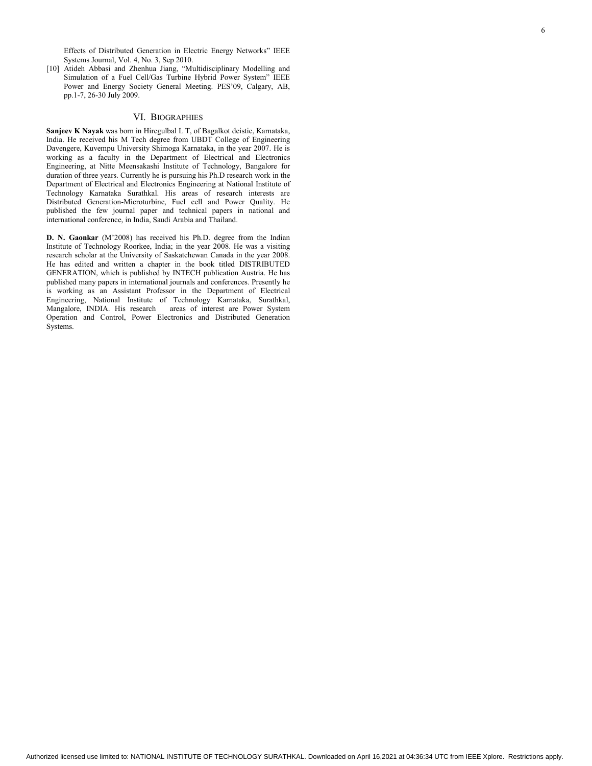Effects of Distributed Generation in Electric Energy Networks" IEEE Systems Journal, Vol. 4, No. 3, Sep 2010.

[10] Atideh Abbasi and Zhenhua Jiang, "Multidisciplinary Modelling and Simulation of a Fuel Cell/Gas Turbine Hybrid Power System" IEEE Power and Energy Society General Meeting. PES'09, Calgary, AB, pp.1-7, 26-30 July 2009.

## VI. BIOGRAPHIES

**Sanjeev K Nayak** was born in Hiregulbal L T, of Bagalkot deistic, Karnataka, India. He received his M Tech degree from UBDT College of Engineering Davengere, Kuvempu University Shimoga Karnataka, in the year 2007. He is working as a faculty in the Department of Electrical and Electronics Engineering, at Nitte Meensakashi Institute of Technology, Bangalore for duration of three years. Currently he is pursuing his Ph.D research work in the Department of Electrical and Electronics Engineering at National Institute of Technology Karnataka Surathkal. His areas of research interests are Distributed Generation-Microturbine, Fuel cell and Power Quality. He published the few journal paper and technical papers in national and international conference, in India, Saudi Arabia and Thailand.

**D. N. Gaonkar** (M'2008) has received his Ph.D. degree from the Indian Institute of Technology Roorkee, India; in the year 2008. He was a visiting research scholar at the University of Saskatchewan Canada in the year 2008. He has edited and written a chapter in the book titled DISTRIBUTED GENERATION, which is published by INTECH publication Austria. He has published many papers in international journals and conferences. Presently he is working as an Assistant Professor in the Department of Electrical Engineering, National Institute of Technology Karnataka, Surathkal, Mangalore, INDIA. His research areas of interest are Power System Operation and Control, Power Electronics and Distributed Generation Systems.